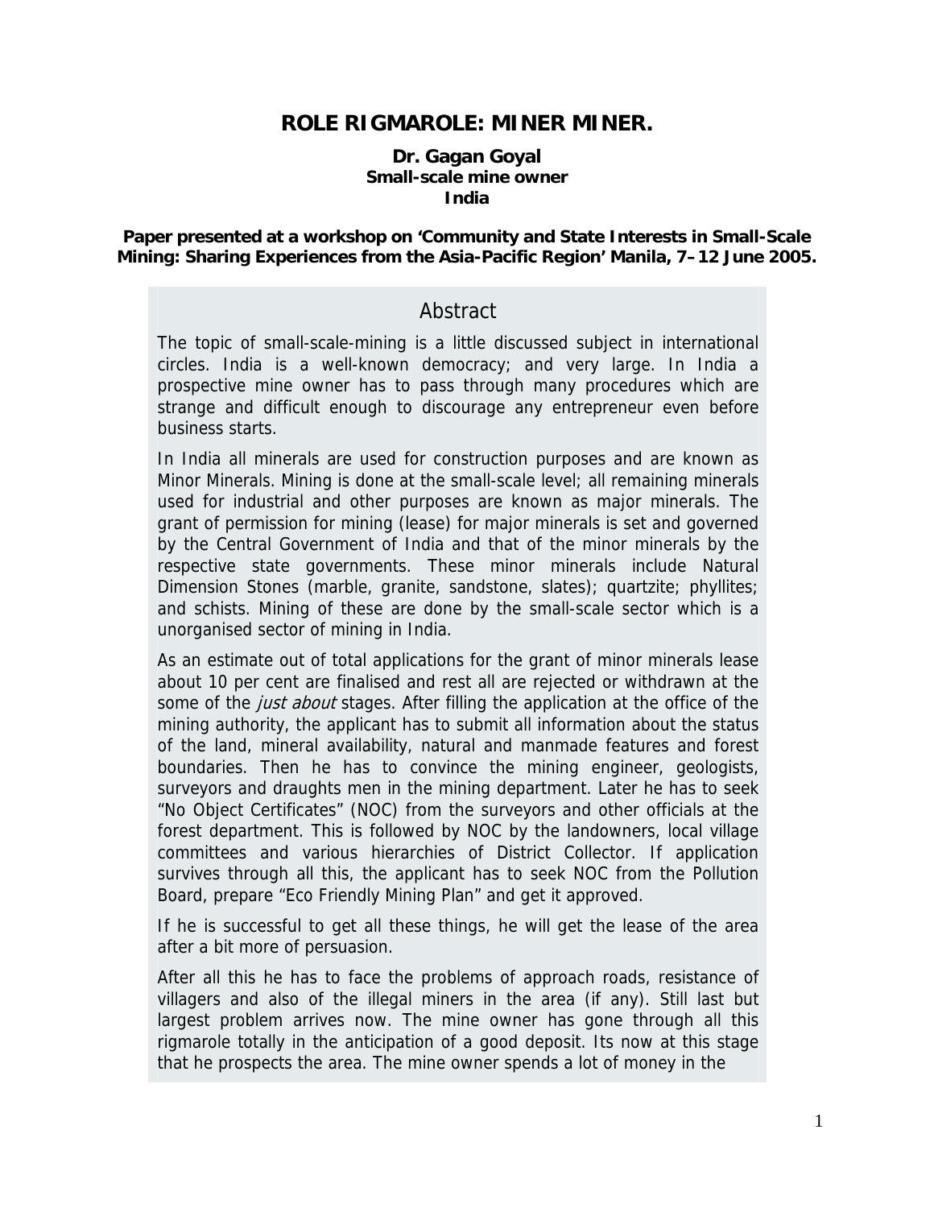# ROLE RIGMAROLE: MINER MINER.

**Dr. Gagan Goyal**
**Small-scale mine owner**
**India**

**Paper presented at a workshop on 'Community and State Interests in Small-Scale Mining: Sharing Experiences from the Asia-Pacific Region' Manila, 7–12 June 2005.**

## Abstract

The topic of small-scale-mining is a little discussed subject in international circles. India is a well-known democracy; and very large. In India a prospective mine owner has to pass through many procedures which are strange and difficult enough to discourage any entrepreneur even before business starts.

In India all minerals are used for construction purposes and are known as Minor Minerals. Mining is done at the small-scale level; all remaining minerals used for industrial and other purposes are known as major minerals. The grant of permission for mining (lease) for major minerals is set and governed by the Central Government of India and that of the minor minerals by the respective state governments. These minor minerals include Natural Dimension Stones (marble, granite, sandstone, slates); quartzite; phyllites; and schists. Mining of these are done by the small-scale sector which is a unorganised sector of mining in India.

As an estimate out of total applications for the grant of minor minerals lease about 10 per cent are finalised and rest all are rejected or withdrawn at the some of the *just about* stages. After filling the application at the office of the mining authority, the applicant has to submit all information about the status of the land, mineral availability, natural and manmade features and forest boundaries. Then he has to convince the mining engineer, geologists, surveyors and draughts men in the mining department. Later he has to seek "No Object Certificates" (NOC) from the surveyors and other officials at the forest department. This is followed by NOC by the landowners, local village committees and various hierarchies of District Collector. If application survives through all this, the applicant has to seek NOC from the Pollution Board, prepare "Eco Friendly Mining Plan" and get it approved.

If he is successful to get all these things, he will get the lease of the area after a bit more of persuasion.

After all this he has to face the problems of approach roads, resistance of villagers and also of the illegal miners in the area (if any). Still last but largest problem arrives now. The mine owner has gone through all this rigmarole totally in the anticipation of a good deposit. Its now at this stage that he prospects the area. The mine owner spends a lot of money in the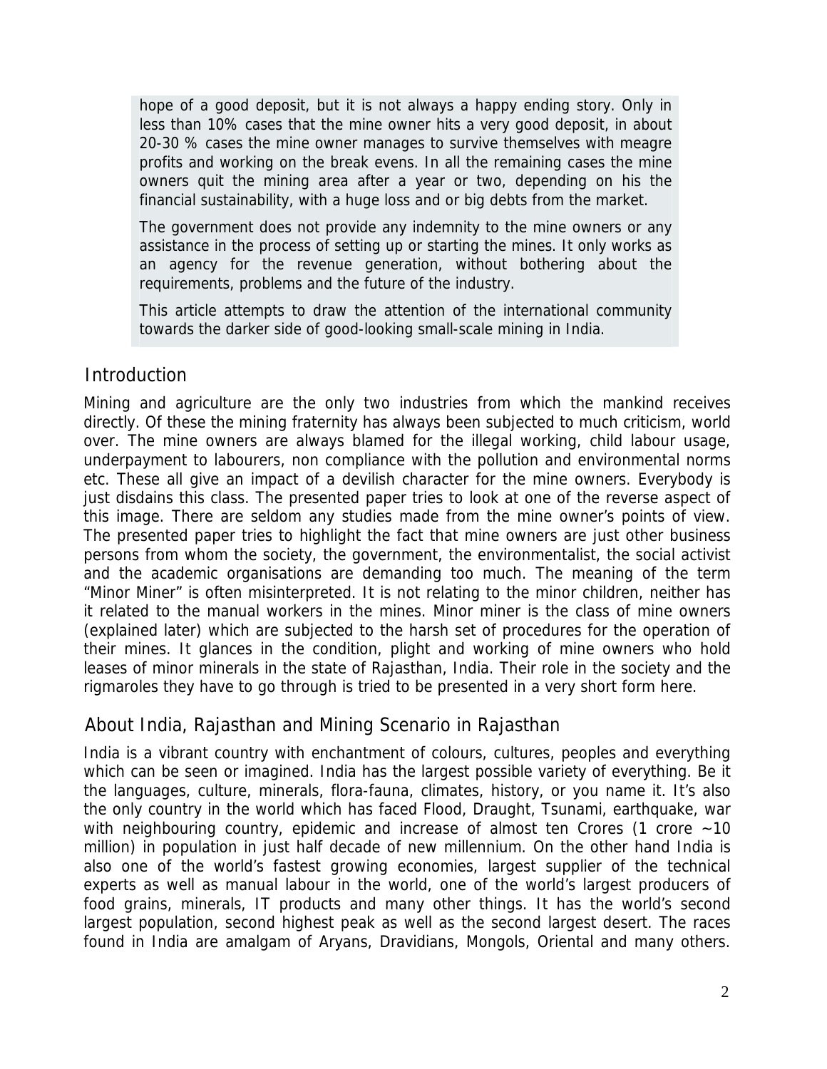hope of a good deposit, but it is not always a happy ending story. Only in less than 10% cases that the mine owner hits a very good deposit, in about 20-30 % cases the mine owner manages to survive themselves with meagre profits and working on the break evens. In all the remaining cases the mine owners quit the mining area after a year or two, depending on his the financial sustainability, with a huge loss and or big debts from the market.

The government does not provide any indemnity to the mine owners or any assistance in the process of setting up or starting the mines. It only works as an agency for the revenue generation, without bothering about the requirements, problems and the future of the industry.

This article attempts to draw the attention of the international community towards the darker side of good-looking small-scale mining in India.

## Introduction

Mining and agriculture are the only two industries from which the mankind receives directly. Of these the mining fraternity has always been subjected to much criticism, world over. The mine owners are always blamed for the illegal working, child labour usage, underpayment to labourers, non compliance with the pollution and environmental norms etc. These all give an impact of a devilish character for the mine owners. Everybody is just disdains this class. The presented paper tries to look at one of the reverse aspect of this image. There are seldom any studies made from the mine owner's points of view. The presented paper tries to highlight the fact that mine owners are just other business persons from whom the society, the government, the environmentalist, the social activist and the academic organisations are demanding too much. The meaning of the term "Minor Miner" is often misinterpreted. It is not relating to the minor children, neither has it related to the manual workers in the mines. Minor miner is the class of mine owners (explained later) which are subjected to the harsh set of procedures for the operation of their mines. It glances in the condition, plight and working of mine owners who hold leases of minor minerals in the state of Rajasthan, India. Their role in the society and the rigmaroles they have to go through is tried to be presented in a very short form here.

## About India, Rajasthan and Mining Scenario in Rajasthan

India is a vibrant country with enchantment of colours, cultures, peoples and everything which can be seen or imagined. India has the largest possible variety of everything. Be it the languages, culture, minerals, flora-fauna, climates, history, or you name it. It's also the only country in the world which has faced Flood, Draught, Tsunami, earthquake, war with neighbouring country, epidemic and increase of almost ten Crores (1 crore ~10 million) in population in just half decade of new millennium. On the other hand India is also one of the world's fastest growing economies, largest supplier of the technical experts as well as manual labour in the world, one of the world's largest producers of food grains, minerals, IT products and many other things. It has the world's second largest population, second highest peak as well as the second largest desert. The races found in India are amalgam of Aryans, Dravidians, Mongols, Oriental and many others.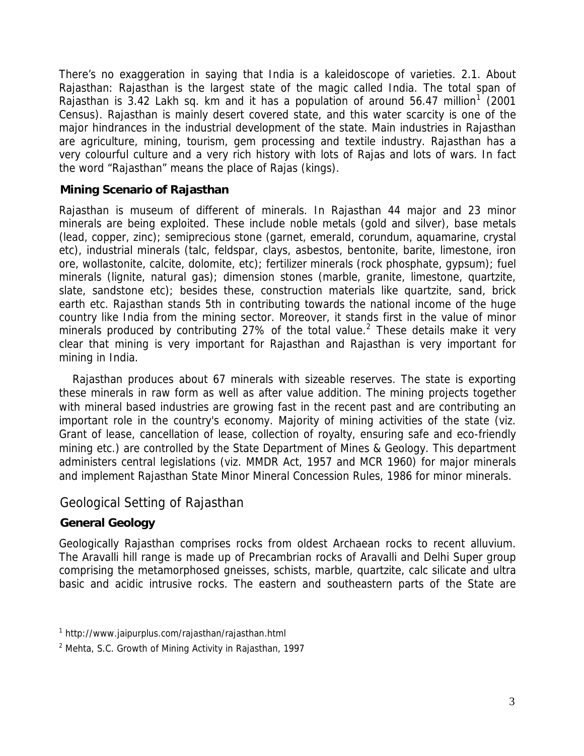There's no exaggeration in saying that India is a kaleidoscope of varieties. 2.1. About Rajasthan: Rajasthan is the largest state of the magic called India. The total span of Rajasthan is 3.42 Lakh sq. km and it has a population of around 56.47 million[1] (2001 Census). Rajasthan is mainly desert covered state, and this water scarcity is one of the major hindrances in the industrial development of the state. Main industries in Rajasthan are agriculture, mining, tourism, gem processing and textile industry. Rajasthan has a very colourful culture and a very rich history with lots of Rajas and lots of wars. In fact the word "Rajasthan" means the place of Rajas (kings).

### Mining Scenario of Rajasthan

Rajasthan is museum of different of minerals. In Rajasthan 44 major and 23 minor minerals are being exploited. These include noble metals (gold and silver), base metals (lead, copper, zinc); semiprecious stone (garnet, emerald, corundum, aquamarine, crystal etc), industrial minerals (talc, feldspar, clays, asbestos, bentonite, barite, limestone, iron ore, wollastonite, calcite, dolomite, etc); fertilizer minerals (rock phosphate, gypsum); fuel minerals (lignite, natural gas); dimension stones (marble, granite, limestone, quartzite, slate, sandstone etc); besides these, construction materials like quartzite, sand, brick earth etc. Rajasthan stands 5th in contributing towards the national income of the huge country like India from the mining sector. Moreover, it stands first in the value of minor minerals produced by contributing 27% of the total value.[2] These details make it very clear that mining is very important for Rajasthan and Rajasthan is very important for mining in India.

Rajasthan produces about 67 minerals with sizeable reserves. The state is exporting these minerals in raw form as well as after value addition. The mining projects together with mineral based industries are growing fast in the recent past and are contributing an important role in the country's economy. Majority of mining activities of the state (viz. Grant of lease, cancellation of lease, collection of royalty, ensuring safe and eco-friendly mining etc.) are controlled by the State Department of Mines & Geology. This department administers central legislations (viz. MMDR Act, 1957 and MCR 1960) for major minerals and implement Rajasthan State Minor Mineral Concession Rules, 1986 for minor minerals.

## Geological Setting of Rajasthan

### General Geology

Geologically Rajasthan comprises rocks from oldest Archaean rocks to recent alluvium. The Aravalli hill range is made up of Precambrian rocks of Aravalli and Delhi Super group comprising the metamorphosed gneisses, schists, marble, quartzite, calc silicate and ultra basic and acidic intrusive rocks. The eastern and southeastern parts of the State are

[1] http://www.jaipurplus.com/rajasthan/rajasthan.html

[2] Mehta, S.C. Growth of Mining Activity in Rajasthan, 1997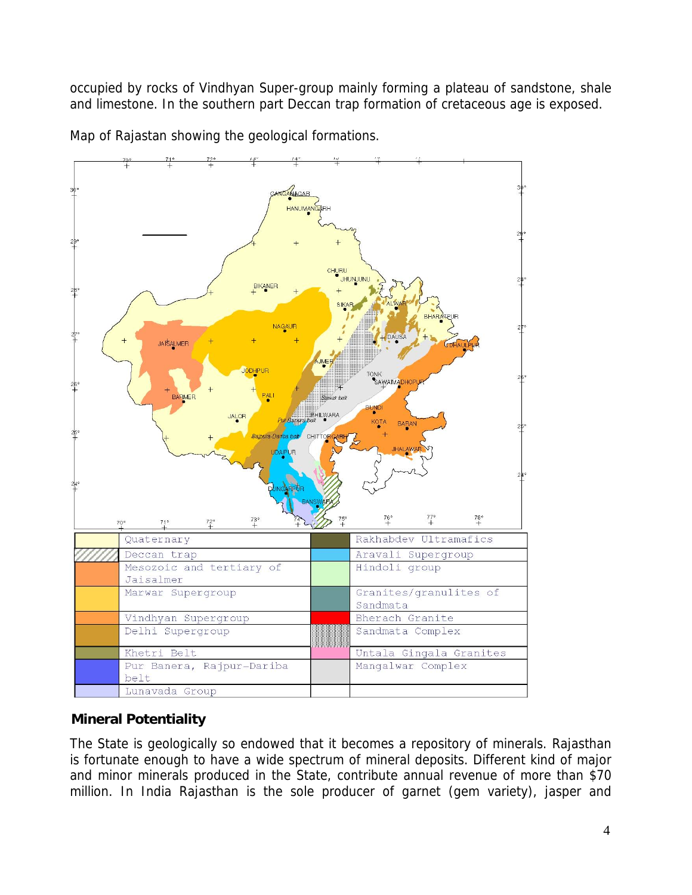occupied by rocks of Vindhyan Super-group mainly forming a plateau of sandstone, shale and limestone. In the southern part Deccan trap formation of cretaceous age is exposed.

Map of Rajastan showing the geological formations.

| | | | |
|---|---|---|---|
| | Quaternary | | Rakhabdev Ultramafics |
| | Deccan trap | | Aravali Supergroup |
| | Mesozoic and tertiary of Jaisalmer | | Hindoli group |
| | Marwar Supergroup | | Granites/granulites of Sandmata |
| | Vindhyan Supergroup | | Bherach Granite |
| | Delhi Supergroup | | Sandmata Complex |
| | Khetri Belt | | Untala Gingala Granites |
| | Pur Banera, Rajpur-Dariba belt | | Mangalwar Complex |
| | Lunavada Group | | |

## Mineral Potentiality

The State is geologically so endowed that it becomes a repository of minerals. Rajasthan is fortunate enough to have a wide spectrum of mineral deposits. Different kind of major and minor minerals produced in the State, contribute annual revenue of more than $70 million. In India Rajasthan is the sole producer of garnet (gem variety), jasper and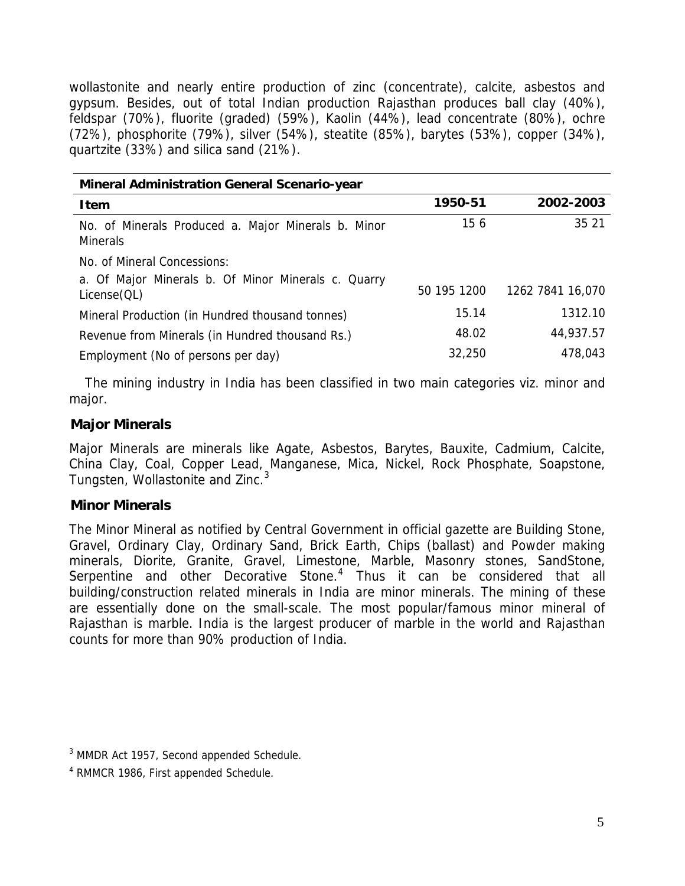wollastonite and nearly entire production of zinc (concentrate), calcite, asbestos and gypsum. Besides, out of total Indian production Rajasthan produces ball clay (40%), feldspar (70%), fluorite (graded) (59%), Kaolin (44%), lead concentrate (80%), ochre (72%), phosphorite (79%), silver (54%), steatite (85%), barytes (53%), copper (34%), quartzite (33%) and silica sand (21%).

| Mineral Administration General Scenario-year | | |
|---|---|---|
| **Item** | **1950-51** | **2002-2003** |
| No. of Minerals Produced a. Major Minerals b. Minor Minerals | 15 6 | 35 21 |
| No. of Mineral Concessions: a. Of Major Minerals b. Of Minor Minerals c. Quarry License(QL) | 50 195 1200 | 1262 7841 16,070 |
| Mineral Production (in Hundred thousand tonnes) | 15.14 | 1312.10 |
| Revenue from Minerals (in Hundred thousand Rs.) | 48.02 | 44,937.57 |
| Employment (No of persons per day) | 32,250 | 478,043 |

The mining industry in India has been classified in two main categories viz. minor and major.

## Major Minerals

Major Minerals are minerals like Agate, Asbestos, Barytes, Bauxite, Cadmium, Calcite, China Clay, Coal, Copper Lead, Manganese, Mica, Nickel, Rock Phosphate, Soapstone, Tungsten, Wollastonite and Zinc.[3]

## Minor Minerals

The Minor Mineral as notified by Central Government in official gazette are Building Stone, Gravel, Ordinary Clay, Ordinary Sand, Brick Earth, Chips (ballast) and Powder making minerals, Diorite, Granite, Gravel, Limestone, Marble, Masonry stones, SandStone, Serpentine and other Decorative Stone.[4] Thus it can be considered that all building/construction related minerals in India are minor minerals. The mining of these are essentially done on the small-scale. The most popular/famous minor mineral of Rajasthan is marble. India is the largest producer of marble in the world and Rajasthan counts for more than 90% production of India.

[3] MMDR Act 1957, Second appended Schedule.

[4] RMMCR 1986, First appended Schedule.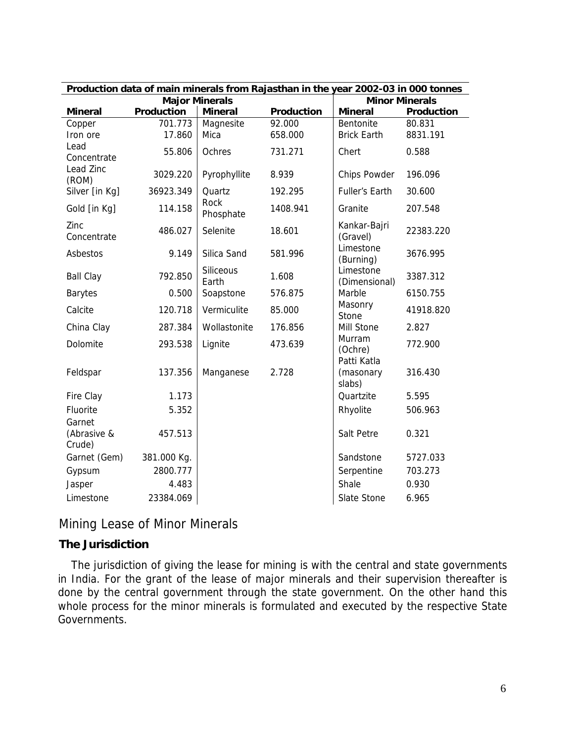| Production data of main minerals from Rajasthan in the year 2002-03 in 000 tonnes | | | | | |
|---|---|---|---|---|---|
| Major Minerals | | | | Minor Minerals | |
| **Mineral** | **Production** | **Mineral** | **Production** | **Mineral** | **Production** |
| Copper | 701.773 | Magnesite | 92.000 | Bentonite | 80.831 |
| Iron ore | 17.860 | Mica | 658.000 | Brick Earth | 8831.191 |
| Lead Concentrate | 55.806 | Ochres | 731.271 | Chert | 0.588 |
| Lead Zinc (ROM) | 3029.220 | Pyrophyllite | 8.939 | Chips Powder | 196.096 |
| Silver [in Kg] | 36923.349 | Quartz | 192.295 | Fuller's Earth | 30.600 |
| Gold [in Kg] | 114.158 | Rock Phosphate | 1408.941 | Granite | 207.548 |
| Zinc Concentrate | 486.027 | Selenite | 18.601 | Kankar-Bajri (Gravel) | 22383.220 |
| Asbestos | 9.149 | Silica Sand | 581.996 | Limestone (Burning) | 3676.995 |
| Ball Clay | 792.850 | Siliceous Earth | 1.608 | Limestone (Dimensional) | 3387.312 |
| Barytes | 0.500 | Soapstone | 576.875 | Marble | 6150.755 |
| Calcite | 120.718 | Vermiculite | 85.000 | Masonry Stone | 41918.820 |
| China Clay | 287.384 | Wollastonite | 176.856 | Mill Stone | 2.827 |
| Dolomite | 293.538 | Lignite | 473.639 | Murram (Ochre) | 772.900 |
| Feldspar | 137.356 | Manganese | 2.728 | Patti Katla (masonary slabs) | 316.430 |
| Fire Clay | 1.173 | | | Quartzite | 5.595 |
| Fluorite | 5.352 | | | Rhyolite | 506.963 |
| Garnet (Abrasive & Crude) | 457.513 | | | Salt Petre | 0.321 |
| Garnet (Gem) | 381.000 Kg. | | | Sandstone | 5727.033 |
| Gypsum | 2800.777 | | | Serpentine | 703.273 |
| Jasper | 4.483 | | | Shale | 0.930 |
| Limestone | 23384.069 | | | Slate Stone | 6.965 |

## Mining Lease of Minor Minerals

### The Jurisdiction

The jurisdiction of giving the lease for mining is with the central and state governments in India. For the grant of the lease of major minerals and their supervision thereafter is done by the central government through the state government. On the other hand this whole process for the minor minerals is formulated and executed by the respective State Governments.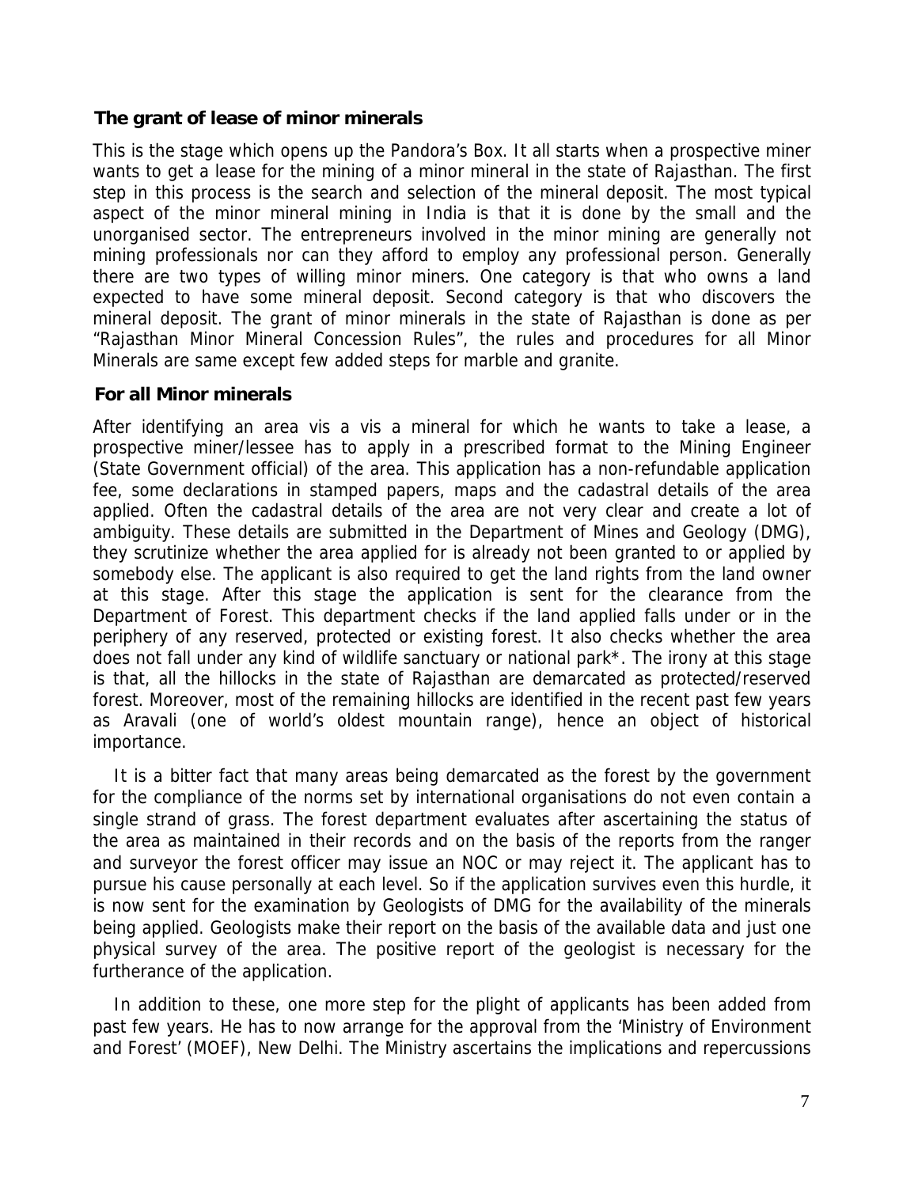## The grant of lease of minor minerals

This is the stage which opens up the Pandora's Box. It all starts when a prospective miner wants to get a lease for the mining of a minor mineral in the state of Rajasthan. The first step in this process is the search and selection of the mineral deposit. The most typical aspect of the minor mineral mining in India is that it is done by the small and the unorganised sector. The entrepreneurs involved in the minor mining are generally not mining professionals nor can they afford to employ any professional person. Generally there are two types of willing minor miners. One category is that who owns a land expected to have some mineral deposit. Second category is that who discovers the mineral deposit. The grant of minor minerals in the state of Rajasthan is done as per "Rajasthan Minor Mineral Concession Rules", the rules and procedures for all Minor Minerals are same except few added steps for marble and granite.

### For all Minor minerals

After identifying an area vis a vis a mineral for which he wants to take a lease, a prospective miner/lessee has to apply in a prescribed format to the Mining Engineer (State Government official) of the area. This application has a non-refundable application fee, some declarations in stamped papers, maps and the cadastral details of the area applied. Often the cadastral details of the area are not very clear and create a lot of ambiguity. These details are submitted in the Department of Mines and Geology (DMG), they scrutinize whether the area applied for is already not been granted to or applied by somebody else. The applicant is also required to get the land rights from the land owner at this stage. After this stage the application is sent for the clearance from the Department of Forest. This department checks if the land applied falls under or in the periphery of any reserved, protected or existing forest. It also checks whether the area does not fall under any kind of wildlife sanctuary or national park*. The irony at this stage is that, all the hillocks in the state of Rajasthan are demarcated as protected/reserved forest. Moreover, most of the remaining hillocks are identified in the recent past few years as Aravali (one of world's oldest mountain range), hence an object of historical importance.

It is a bitter fact that many areas being demarcated as the forest by the government for the compliance of the norms set by international organisations do not even contain a single strand of grass. The forest department evaluates after ascertaining the status of the area as maintained in their records and on the basis of the reports from the ranger and surveyor the forest officer may issue an NOC or may reject it. The applicant has to pursue his cause personally at each level. So if the application survives even this hurdle, it is now sent for the examination by Geologists of DMG for the availability of the minerals being applied. Geologists make their report on the basis of the available data and just one physical survey of the area. The positive report of the geologist is necessary for the furtherance of the application.

In addition to these, one more step for the plight of applicants has been added from past few years. He has to now arrange for the approval from the 'Ministry of Environment and Forest' (MOEF), New Delhi. The Ministry ascertains the implications and repercussions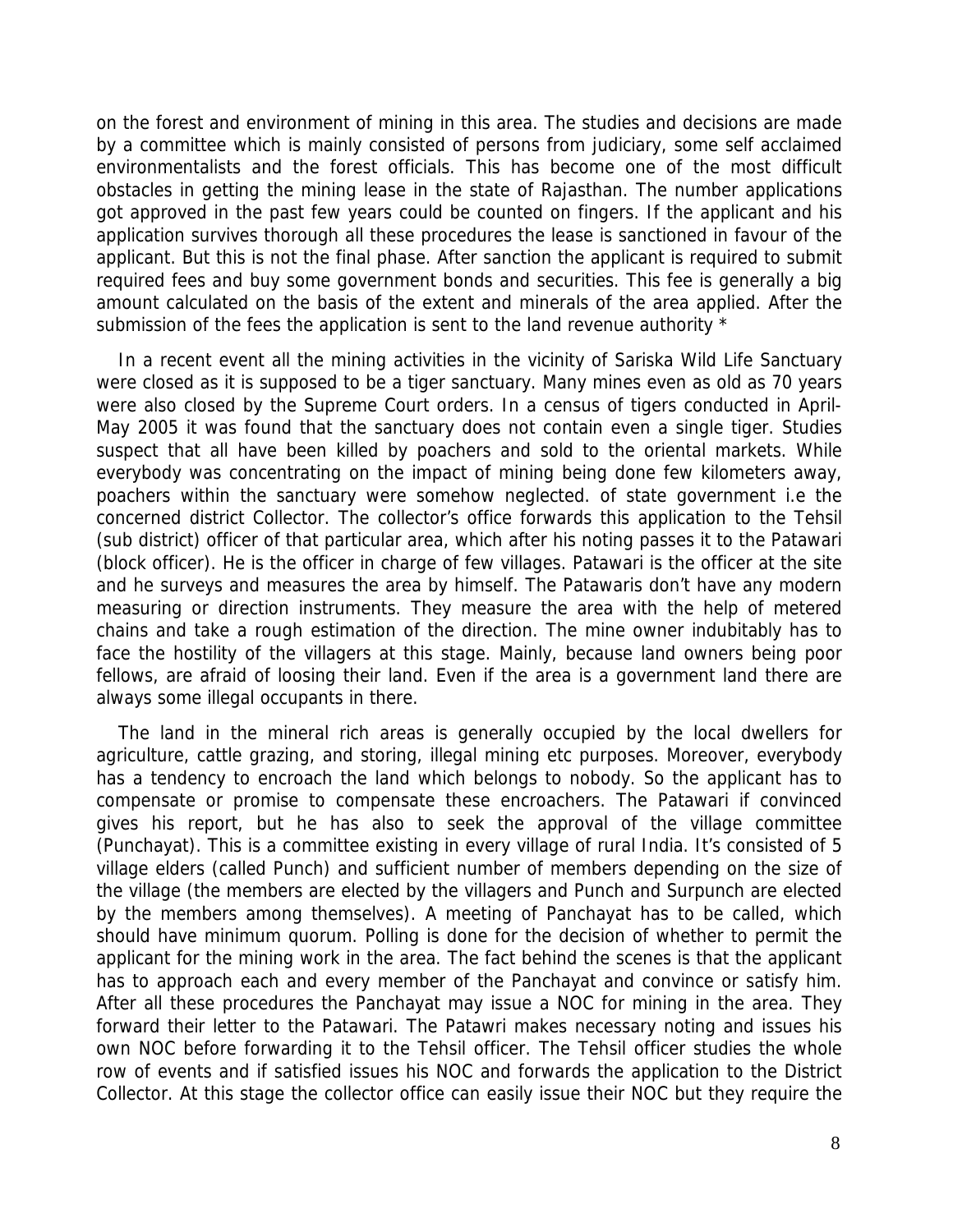on the forest and environment of mining in this area. The studies and decisions are made by a committee which is mainly consisted of persons from judiciary, some self acclaimed environmentalists and the forest officials. This has become one of the most difficult obstacles in getting the mining lease in the state of Rajasthan. The number applications got approved in the past few years could be counted on fingers. If the applicant and his application survives thorough all these procedures the lease is sanctioned in favour of the applicant. But this is not the final phase. After sanction the applicant is required to submit required fees and buy some government bonds and securities. This fee is generally a big amount calculated on the basis of the extent and minerals of the area applied. After the submission of the fees the application is sent to the land revenue authority *

In a recent event all the mining activities in the vicinity of Sariska Wild Life Sanctuary were closed as it is supposed to be a tiger sanctuary. Many mines even as old as 70 years were also closed by the Supreme Court orders. In a census of tigers conducted in April-May 2005 it was found that the sanctuary does not contain even a single tiger. Studies suspect that all have been killed by poachers and sold to the oriental markets. While everybody was concentrating on the impact of mining being done few kilometers away, poachers within the sanctuary were somehow neglected. of state government i.e the concerned district Collector. The collector's office forwards this application to the Tehsil (sub district) officer of that particular area, which after his noting passes it to the Patawari (block officer). He is the officer in charge of few villages. Patawari is the officer at the site and he surveys and measures the area by himself. The Patawaris don't have any modern measuring or direction instruments. They measure the area with the help of metered chains and take a rough estimation of the direction. The mine owner indubitably has to face the hostility of the villagers at this stage. Mainly, because land owners being poor fellows, are afraid of loosing their land. Even if the area is a government land there are always some illegal occupants in there.

The land in the mineral rich areas is generally occupied by the local dwellers for agriculture, cattle grazing, and storing, illegal mining etc purposes. Moreover, everybody has a tendency to encroach the land which belongs to nobody. So the applicant has to compensate or promise to compensate these encroachers. The Patawari if convinced gives his report, but he has also to seek the approval of the village committee (Punchayat). This is a committee existing in every village of rural India. It's consisted of 5 village elders (called Punch) and sufficient number of members depending on the size of the village (the members are elected by the villagers and Punch and Surpunch are elected by the members among themselves). A meeting of Panchayat has to be called, which should have minimum quorum. Polling is done for the decision of whether to permit the applicant for the mining work in the area. The fact behind the scenes is that the applicant has to approach each and every member of the Panchayat and convince or satisfy him. After all these procedures the Panchayat may issue a NOC for mining in the area. They forward their letter to the Patawari. The Patawri makes necessary noting and issues his own NOC before forwarding it to the Tehsil officer. The Tehsil officer studies the whole row of events and if satisfied issues his NOC and forwards the application to the District Collector. At this stage the collector office can easily issue their NOC but they require the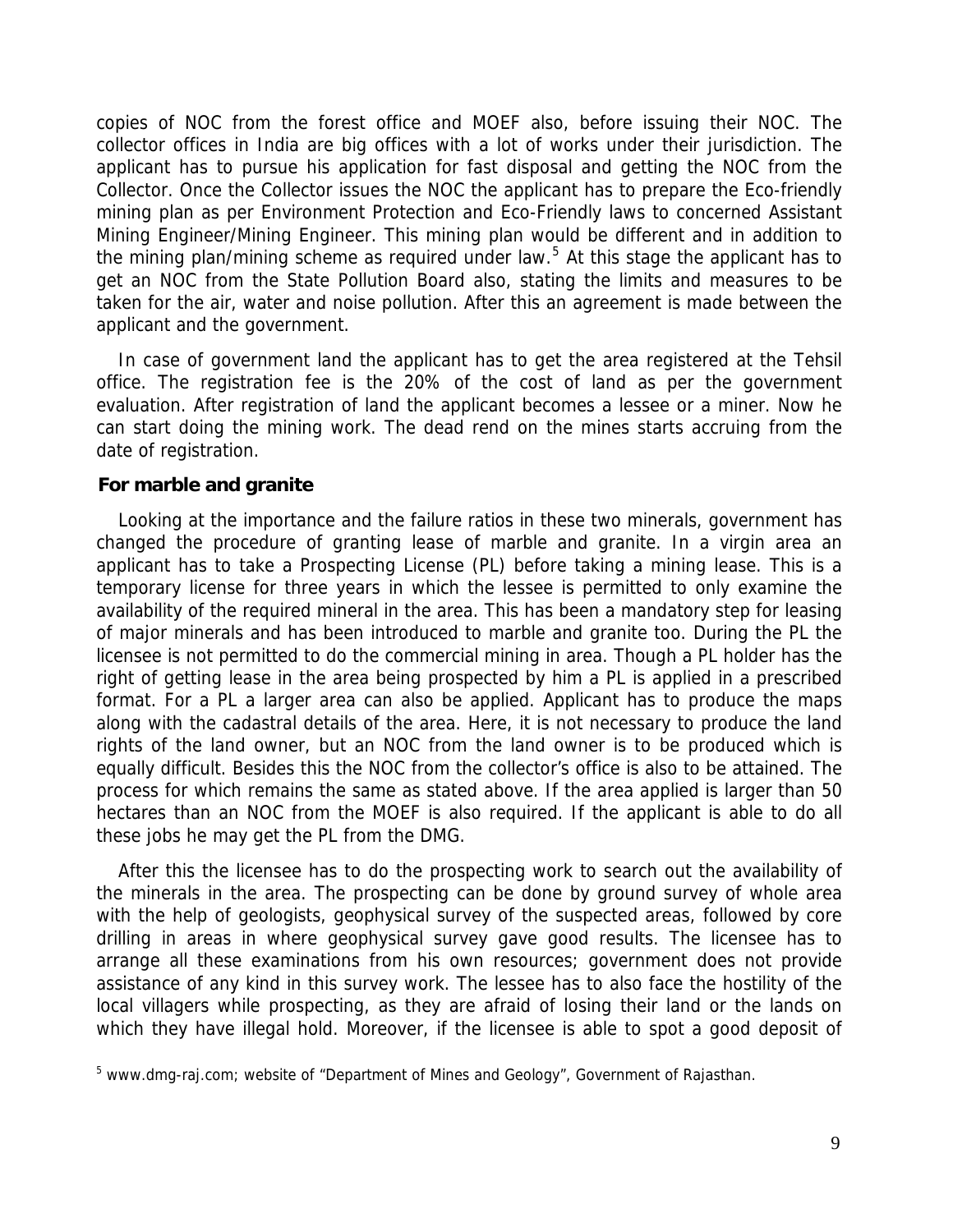copies of NOC from the forest office and MOEF also, before issuing their NOC. The collector offices in India are big offices with a lot of works under their jurisdiction. The applicant has to pursue his application for fast disposal and getting the NOC from the Collector. Once the Collector issues the NOC the applicant has to prepare the Eco-friendly mining plan as per Environment Protection and Eco-Friendly laws to concerned Assistant Mining Engineer/Mining Engineer. This mining plan would be different and in addition to the mining plan/mining scheme as required under law.[5] At this stage the applicant has to get an NOC from the State Pollution Board also, stating the limits and measures to be taken for the air, water and noise pollution. After this an agreement is made between the applicant and the government.

In case of government land the applicant has to get the area registered at the Tehsil office. The registration fee is the 20% of the cost of land as per the government evaluation. After registration of land the applicant becomes a lessee or a miner. Now he can start doing the mining work. The dead rend on the mines starts accruing from the date of registration.

**For marble and granite**

Looking at the importance and the failure ratios in these two minerals, government has changed the procedure of granting lease of marble and granite. In a virgin area an applicant has to take a Prospecting License (PL) before taking a mining lease. This is a temporary license for three years in which the lessee is permitted to only examine the availability of the required mineral in the area. This has been a mandatory step for leasing of major minerals and has been introduced to marble and granite too. During the PL the licensee is not permitted to do the commercial mining in area. Though a PL holder has the right of getting lease in the area being prospected by him a PL is applied in a prescribed format. For a PL a larger area can also be applied. Applicant has to produce the maps along with the cadastral details of the area. Here, it is not necessary to produce the land rights of the land owner, but an NOC from the land owner is to be produced which is equally difficult. Besides this the NOC from the collector's office is also to be attained. The process for which remains the same as stated above. If the area applied is larger than 50 hectares than an NOC from the MOEF is also required. If the applicant is able to do all these jobs he may get the PL from the DMG.

After this the licensee has to do the prospecting work to search out the availability of the minerals in the area. The prospecting can be done by ground survey of whole area with the help of geologists, geophysical survey of the suspected areas, followed by core drilling in areas in where geophysical survey gave good results. The licensee has to arrange all these examinations from his own resources; government does not provide assistance of any kind in this survey work. The lessee has to also face the hostility of the local villagers while prospecting, as they are afraid of losing their land or the lands on which they have illegal hold. Moreover, if the licensee is able to spot a good deposit of

[5] www.dmg-raj.com; website of "Department of Mines and Geology", Government of Rajasthan.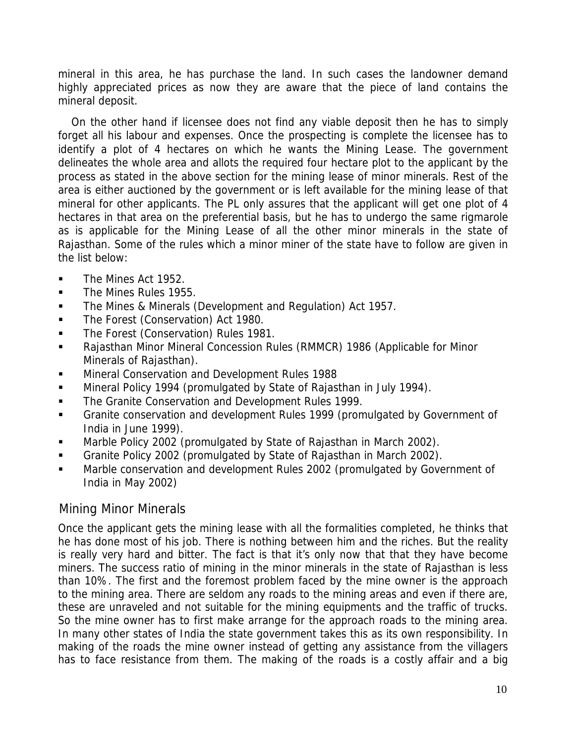mineral in this area, he has purchase the land. In such cases the landowner demand highly appreciated prices as now they are aware that the piece of land contains the mineral deposit.

On the other hand if licensee does not find any viable deposit then he has to simply forget all his labour and expenses. Once the prospecting is complete the licensee has to identify a plot of 4 hectares on which he wants the Mining Lease. The government delineates the whole area and allots the required four hectare plot to the applicant by the process as stated in the above section for the mining lease of minor minerals. Rest of the area is either auctioned by the government or is left available for the mining lease of that mineral for other applicants. The PL only assures that the applicant will get one plot of 4 hectares in that area on the preferential basis, but he has to undergo the same rigmarole as is applicable for the Mining Lease of all the other minor minerals in the state of Rajasthan. Some of the rules which a minor miner of the state have to follow are given in the list below:

- The Mines Act 1952.
- The Mines Rules 1955.
- The Mines & Minerals (Development and Regulation) Act 1957.
- The Forest (Conservation) Act 1980.
- The Forest (Conservation) Rules 1981.
- Rajasthan Minor Mineral Concession Rules (RMMCR) 1986 (Applicable for Minor Minerals of Rajasthan).
- Mineral Conservation and Development Rules 1988
- Mineral Policy 1994 (promulgated by State of Rajasthan in July 1994).
- The Granite Conservation and Development Rules 1999.
- Granite conservation and development Rules 1999 (promulgated by Government of India in June 1999).
- Marble Policy 2002 (promulgated by State of Rajasthan in March 2002).
- Granite Policy 2002 (promulgated by State of Rajasthan in March 2002).
- Marble conservation and development Rules 2002 (promulgated by Government of India in May 2002)

## Mining Minor Minerals

Once the applicant gets the mining lease with all the formalities completed, he thinks that he has done most of his job. There is nothing between him and the riches. But the reality is really very hard and bitter. The fact is that it's only now that that they have become miners. The success ratio of mining in the minor minerals in the state of Rajasthan is less than 10%. The first and the foremost problem faced by the mine owner is the approach to the mining area. There are seldom any roads to the mining areas and even if there are, these are unraveled and not suitable for the mining equipments and the traffic of trucks. So the mine owner has to first make arrange for the approach roads to the mining area. In many other states of India the state government takes this as its own responsibility. In making of the roads the mine owner instead of getting any assistance from the villagers has to face resistance from them. The making of the roads is a costly affair and a big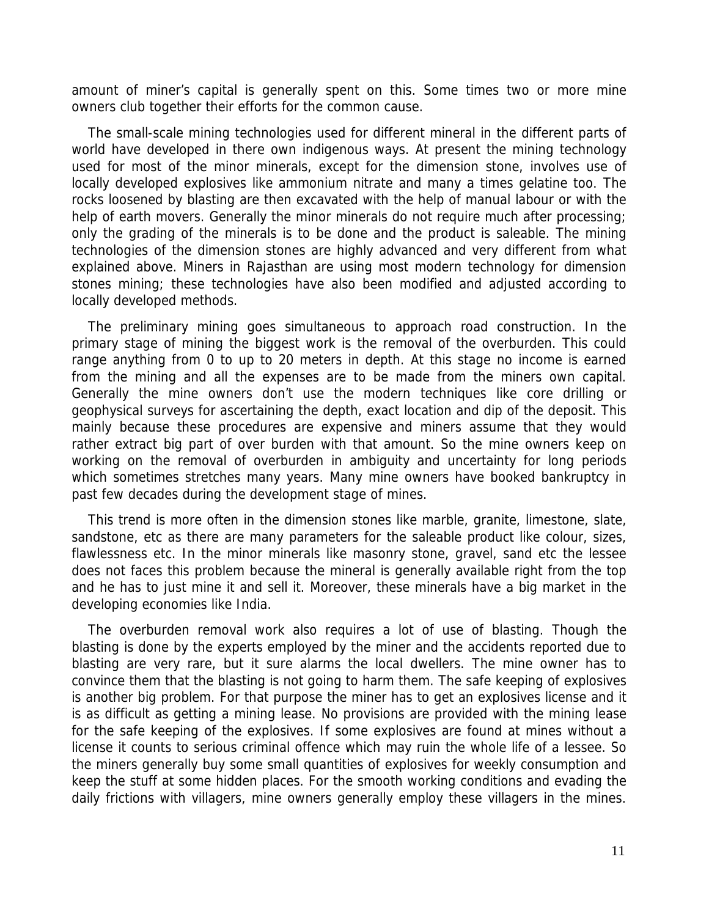amount of miner's capital is generally spent on this. Some times two or more mine owners club together their efforts for the common cause.

The small-scale mining technologies used for different mineral in the different parts of world have developed in there own indigenous ways. At present the mining technology used for most of the minor minerals, except for the dimension stone, involves use of locally developed explosives like ammonium nitrate and many a times gelatine too. The rocks loosened by blasting are then excavated with the help of manual labour or with the help of earth movers. Generally the minor minerals do not require much after processing; only the grading of the minerals is to be done and the product is saleable. The mining technologies of the dimension stones are highly advanced and very different from what explained above. Miners in Rajasthan are using most modern technology for dimension stones mining; these technologies have also been modified and adjusted according to locally developed methods.

The preliminary mining goes simultaneous to approach road construction. In the primary stage of mining the biggest work is the removal of the overburden. This could range anything from 0 to up to 20 meters in depth. At this stage no income is earned from the mining and all the expenses are to be made from the miners own capital. Generally the mine owners don't use the modern techniques like core drilling or geophysical surveys for ascertaining the depth, exact location and dip of the deposit. This mainly because these procedures are expensive and miners assume that they would rather extract big part of over burden with that amount. So the mine owners keep on working on the removal of overburden in ambiguity and uncertainty for long periods which sometimes stretches many years. Many mine owners have booked bankruptcy in past few decades during the development stage of mines.

This trend is more often in the dimension stones like marble, granite, limestone, slate, sandstone, etc as there are many parameters for the saleable product like colour, sizes, flawlessness etc. In the minor minerals like masonry stone, gravel, sand etc the lessee does not faces this problem because the mineral is generally available right from the top and he has to just mine it and sell it. Moreover, these minerals have a big market in the developing economies like India.

The overburden removal work also requires a lot of use of blasting. Though the blasting is done by the experts employed by the miner and the accidents reported due to blasting are very rare, but it sure alarms the local dwellers. The mine owner has to convince them that the blasting is not going to harm them. The safe keeping of explosives is another big problem. For that purpose the miner has to get an explosives license and it is as difficult as getting a mining lease. No provisions are provided with the mining lease for the safe keeping of the explosives. If some explosives are found at mines without a license it counts to serious criminal offence which may ruin the whole life of a lessee. So the miners generally buy some small quantities of explosives for weekly consumption and keep the stuff at some hidden places. For the smooth working conditions and evading the daily frictions with villagers, mine owners generally employ these villagers in the mines.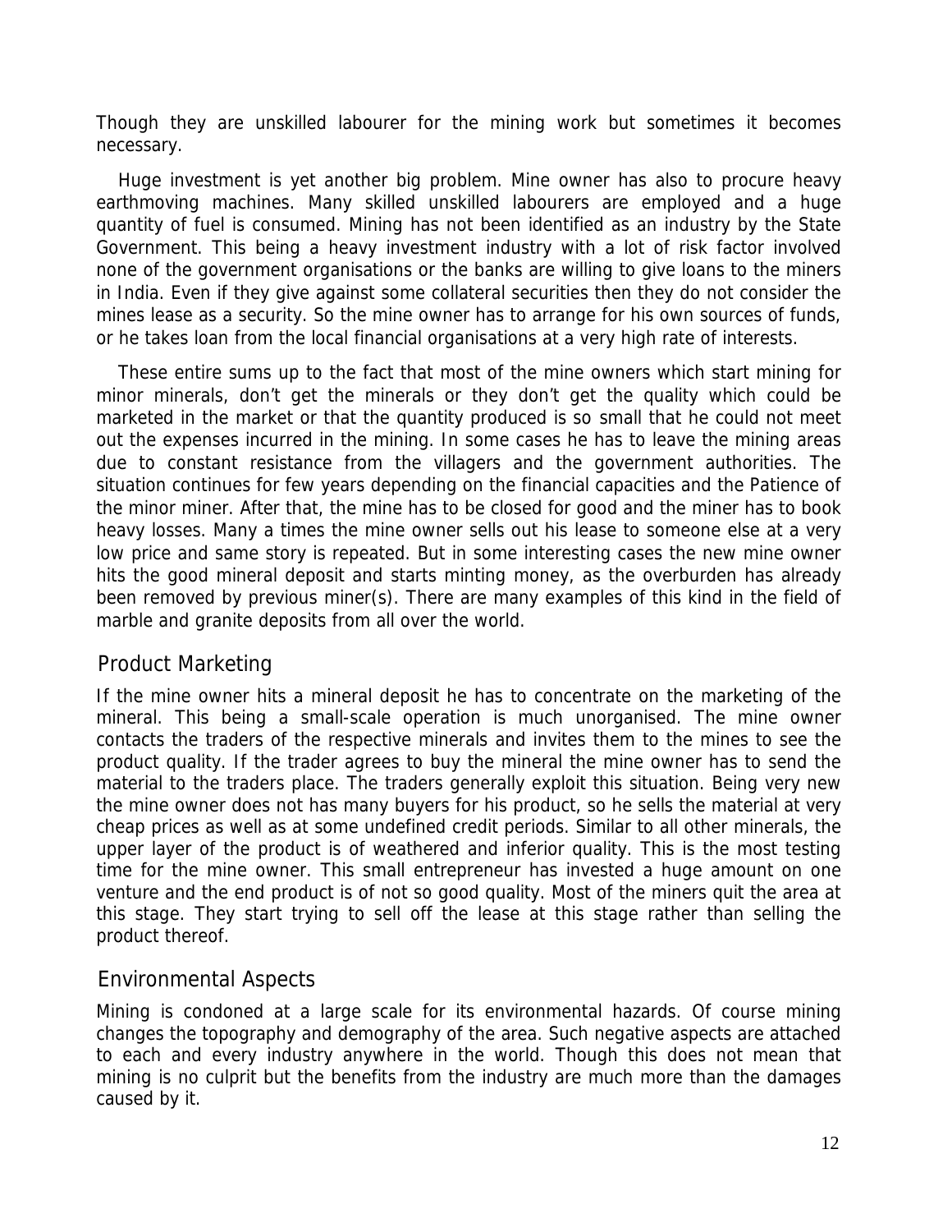Though they are unskilled labourer for the mining work but sometimes it becomes necessary.

Huge investment is yet another big problem. Mine owner has also to procure heavy earthmoving machines. Many skilled unskilled labourers are employed and a huge quantity of fuel is consumed. Mining has not been identified as an industry by the State Government. This being a heavy investment industry with a lot of risk factor involved none of the government organisations or the banks are willing to give loans to the miners in India. Even if they give against some collateral securities then they do not consider the mines lease as a security. So the mine owner has to arrange for his own sources of funds, or he takes loan from the local financial organisations at a very high rate of interests.

These entire sums up to the fact that most of the mine owners which start mining for minor minerals, don't get the minerals or they don't get the quality which could be marketed in the market or that the quantity produced is so small that he could not meet out the expenses incurred in the mining. In some cases he has to leave the mining areas due to constant resistance from the villagers and the government authorities. The situation continues for few years depending on the financial capacities and the Patience of the minor miner. After that, the mine has to be closed for good and the miner has to book heavy losses. Many a times the mine owner sells out his lease to someone else at a very low price and same story is repeated. But in some interesting cases the new mine owner hits the good mineral deposit and starts minting money, as the overburden has already been removed by previous miner(s). There are many examples of this kind in the field of marble and granite deposits from all over the world.

## Product Marketing

If the mine owner hits a mineral deposit he has to concentrate on the marketing of the mineral. This being a small-scale operation is much unorganised. The mine owner contacts the traders of the respective minerals and invites them to the mines to see the product quality. If the trader agrees to buy the mineral the mine owner has to send the material to the traders place. The traders generally exploit this situation. Being very new the mine owner does not has many buyers for his product, so he sells the material at very cheap prices as well as at some undefined credit periods. Similar to all other minerals, the upper layer of the product is of weathered and inferior quality. This is the most testing time for the mine owner. This small entrepreneur has invested a huge amount on one venture and the end product is of not so good quality. Most of the miners quit the area at this stage. They start trying to sell off the lease at this stage rather than selling the product thereof.

## Environmental Aspects

Mining is condoned at a large scale for its environmental hazards. Of course mining changes the topography and demography of the area. Such negative aspects are attached to each and every industry anywhere in the world. Though this does not mean that mining is no culprit but the benefits from the industry are much more than the damages caused by it.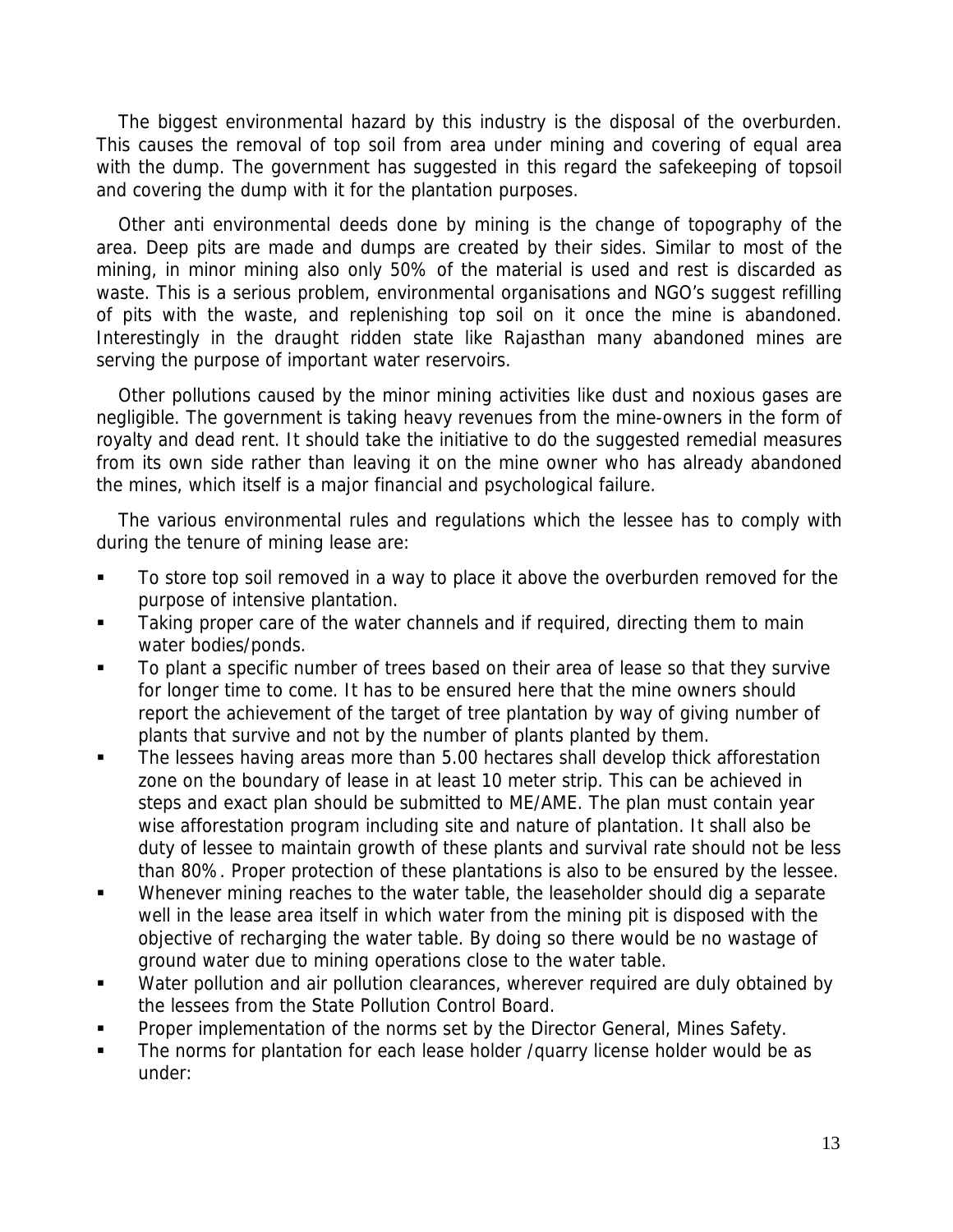The biggest environmental hazard by this industry is the disposal of the overburden. This causes the removal of top soil from area under mining and covering of equal area with the dump. The government has suggested in this regard the safekeeping of topsoil and covering the dump with it for the plantation purposes.

Other anti environmental deeds done by mining is the change of topography of the area. Deep pits are made and dumps are created by their sides. Similar to most of the mining, in minor mining also only 50% of the material is used and rest is discarded as waste. This is a serious problem, environmental organisations and NGO's suggest refilling of pits with the waste, and replenishing top soil on it once the mine is abandoned. Interestingly in the draught ridden state like Rajasthan many abandoned mines are serving the purpose of important water reservoirs.

Other pollutions caused by the minor mining activities like dust and noxious gases are negligible. The government is taking heavy revenues from the mine-owners in the form of royalty and dead rent. It should take the initiative to do the suggested remedial measures from its own side rather than leaving it on the mine owner who has already abandoned the mines, which itself is a major financial and psychological failure.

The various environmental rules and regulations which the lessee has to comply with during the tenure of mining lease are:

- To store top soil removed in a way to place it above the overburden removed for the purpose of intensive plantation.
- Taking proper care of the water channels and if required, directing them to main water bodies/ponds.
- To plant a specific number of trees based on their area of lease so that they survive for longer time to come. It has to be ensured here that the mine owners should report the achievement of the target of tree plantation by way of giving number of plants that survive and not by the number of plants planted by them.
- The lessees having areas more than 5.00 hectares shall develop thick afforestation zone on the boundary of lease in at least 10 meter strip. This can be achieved in steps and exact plan should be submitted to ME/AME. The plan must contain year wise afforestation program including site and nature of plantation. It shall also be duty of lessee to maintain growth of these plants and survival rate should not be less than 80%. Proper protection of these plantations is also to be ensured by the lessee.
- Whenever mining reaches to the water table, the leaseholder should dig a separate well in the lease area itself in which water from the mining pit is disposed with the objective of recharging the water table. By doing so there would be no wastage of ground water due to mining operations close to the water table.
- Water pollution and air pollution clearances, wherever required are duly obtained by the lessees from the State Pollution Control Board.
- Proper implementation of the norms set by the Director General, Mines Safety.
- The norms for plantation for each lease holder /quarry license holder would be as under: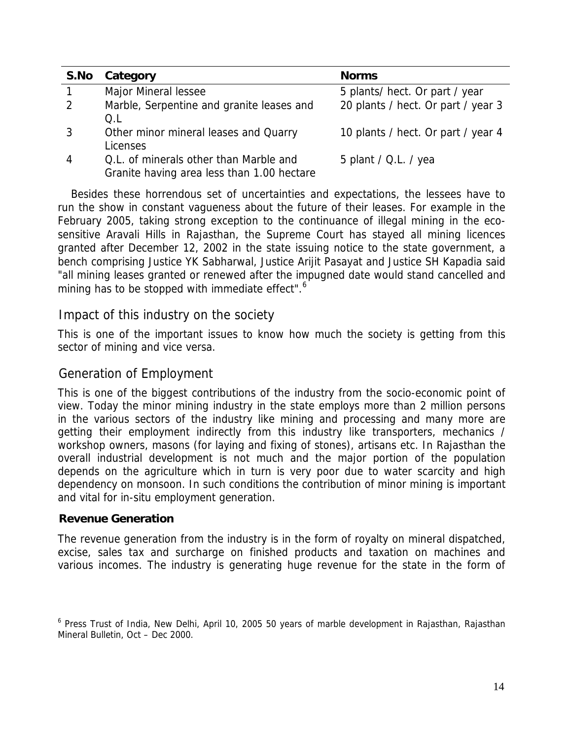| S.No | Category | Norms |
|---|---|---|
| 1 | Major Mineral lessee | 5 plants/ hect. Or part / year |
| 2 | Marble, Serpentine and granite leases and Q.L | 20 plants / hect. Or part / year 3 |
| 3 | Other minor mineral leases and Quarry Licenses | 10 plants / hect. Or part / year 4 |
| 4 | Q.L. of minerals other than Marble and Granite having area less than 1.00 hectare | 5 plant / Q.L. / yea |

Besides these horrendous set of uncertainties and expectations, the lessees have to run the show in constant vagueness about the future of their leases. For example in the February 2005, taking strong exception to the continuance of illegal mining in the eco-sensitive Aravali Hills in Rajasthan, the Supreme Court has stayed all mining licences granted after December 12, 2002 in the state issuing notice to the state government, a bench comprising Justice YK Sabharwal, Justice Arijit Pasayat and Justice SH Kapadia said "all mining leases granted or renewed after the impugned date would stand cancelled and mining has to be stopped with immediate effect".[6]

## Impact of this industry on the society

This is one of the important issues to know how much the society is getting from this sector of mining and vice versa.

## Generation of Employment

This is one of the biggest contributions of the industry from the socio-economic point of view. Today the minor mining industry in the state employs more than 2 million persons in the various sectors of the industry like mining and processing and many more are getting their employment indirectly from this industry like transporters, mechanics / workshop owners, masons (for laying and fixing of stones), artisans etc. In Rajasthan the overall industrial development is not much and the major portion of the population depends on the agriculture which in turn is very poor due to water scarcity and high dependency on monsoon. In such conditions the contribution of minor mining is important and vital for in-situ employment generation.

### Revenue Generation

The revenue generation from the industry is in the form of royalty on mineral dispatched, excise, sales tax and surcharge on finished products and taxation on machines and various incomes. The industry is generating huge revenue for the state in the form of

[6] Press Trust of India, New Delhi, April 10, 2005 50 years of marble development in Rajasthan, Rajasthan Mineral Bulletin, Oct – Dec 2000.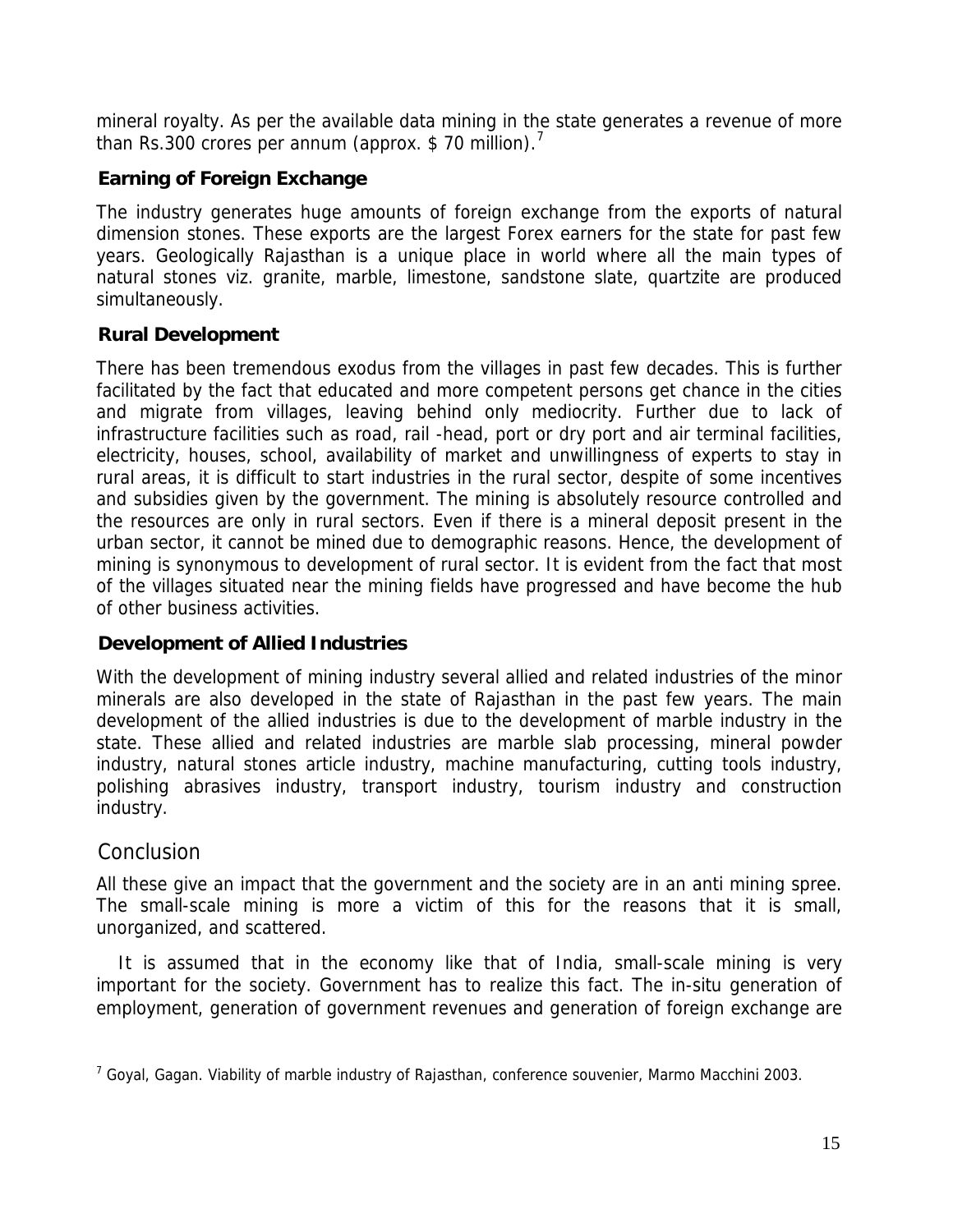mineral royalty. As per the available data mining in the state generates a revenue of more than Rs.300 crores per annum (approx. $ 70 million).[7]

### Earning of Foreign Exchange

The industry generates huge amounts of foreign exchange from the exports of natural dimension stones. These exports are the largest Forex earners for the state for past few years. Geologically Rajasthan is a unique place in world where all the main types of natural stones viz. granite, marble, limestone, sandstone slate, quartzite are produced simultaneously.

### Rural Development

There has been tremendous exodus from the villages in past few decades. This is further facilitated by the fact that educated and more competent persons get chance in the cities and migrate from villages, leaving behind only mediocrity. Further due to lack of infrastructure facilities such as road, rail -head, port or dry port and air terminal facilities, electricity, houses, school, availability of market and unwillingness of experts to stay in rural areas, it is difficult to start industries in the rural sector, despite of some incentives and subsidies given by the government. The mining is absolutely resource controlled and the resources are only in rural sectors. Even if there is a mineral deposit present in the urban sector, it cannot be mined due to demographic reasons. Hence, the development of mining is synonymous to development of rural sector. It is evident from the fact that most of the villages situated near the mining fields have progressed and have become the hub of other business activities.

### Development of Allied Industries

With the development of mining industry several allied and related industries of the minor minerals are also developed in the state of Rajasthan in the past few years. The main development of the allied industries is due to the development of marble industry in the state. These allied and related industries are marble slab processing, mineral powder industry, natural stones article industry, machine manufacturing, cutting tools industry, polishing abrasives industry, transport industry, tourism industry and construction industry.

## Conclusion

All these give an impact that the government and the society are in an anti mining spree. The small-scale mining is more a victim of this for the reasons that it is small, unorganized, and scattered.

It is assumed that in the economy like that of India, small-scale mining is very important for the society. Government has to realize this fact. The in-situ generation of employment, generation of government revenues and generation of foreign exchange are

[7] Goyal, Gagan. Viability of marble industry of Rajasthan, conference souvenier, Marmo Macchini 2003.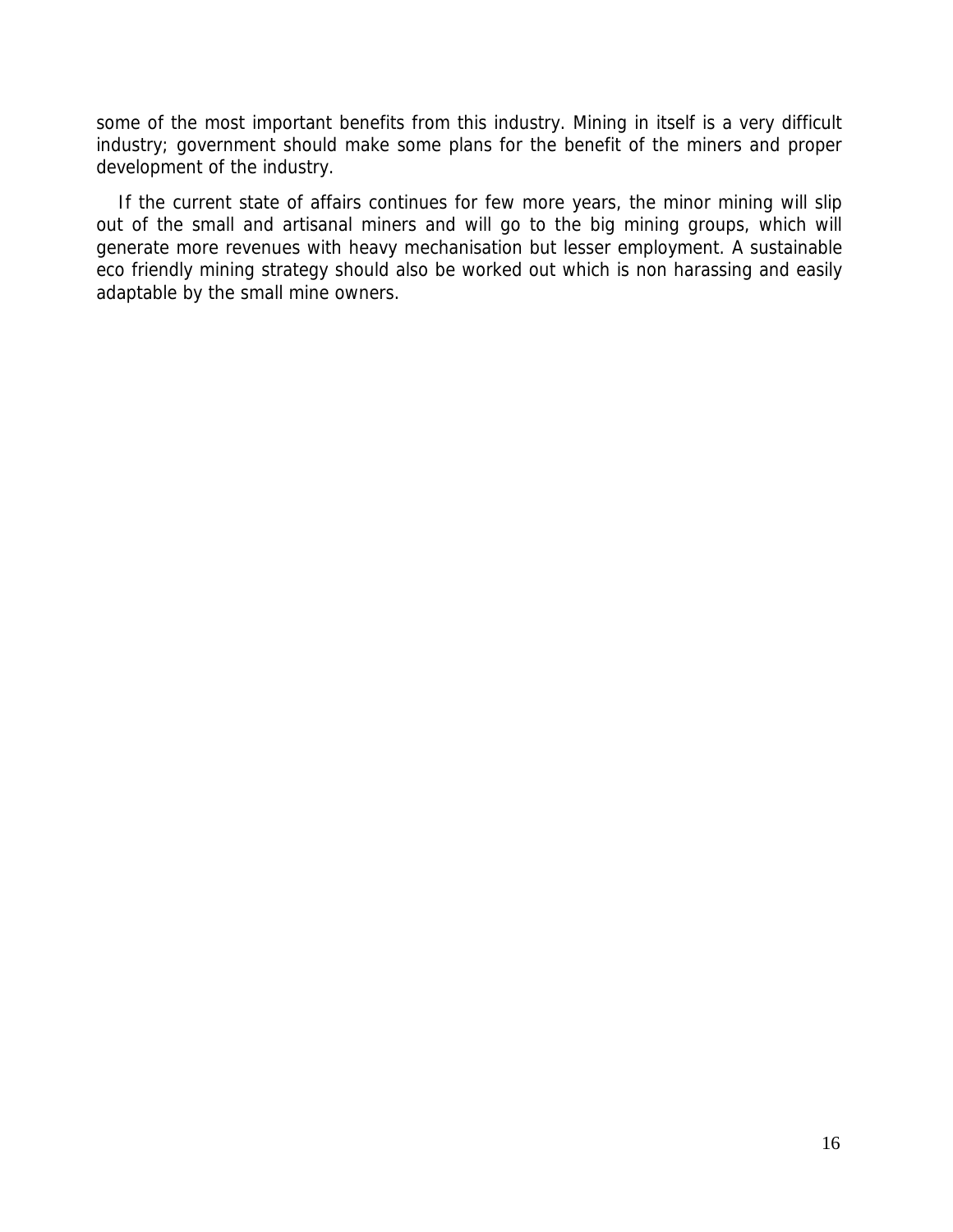some of the most important benefits from this industry. Mining in itself is a very difficult industry; government should make some plans for the benefit of the miners and proper development of the industry.

If the current state of affairs continues for few more years, the minor mining will slip out of the small and artisanal miners and will go to the big mining groups, which will generate more revenues with heavy mechanisation but lesser employment. A sustainable eco friendly mining strategy should also be worked out which is non harassing and easily adaptable by the small mine owners.